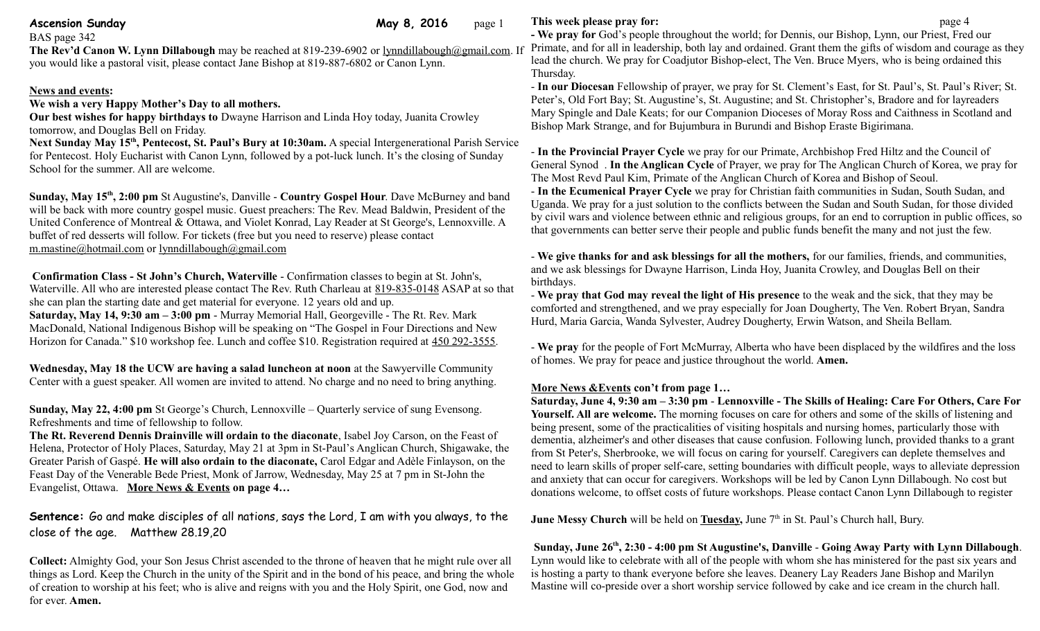**Ascension Sunday** **May 8, 2016**

BAS page 342

**The Rev'd Canon W. Lynn Dillabaugh** may be reached at 819-239-6902 or lynndillabaugh@gmail.com. If you would like a pastoral visit, please contact Jane Bishop at 819-887-6802 or Canon Lynn.

## News and events:

**We wish a very Happy Mother's Day to all mothers.**

**Our best wishes for happy birthdays to** Dwayne Harrison and Linda Hoy today, Juanita Crowley tomorrow, and Douglas Bell on Friday.

**Next Sunday May 15th, Pentecost, St. Paul's Bury at 10:30am.** A special Intergenerational Parish Service for Pentecost. Holy Eucharist with Canon Lynn, followed by a pot-luck lunch. It's the closing of Sunday School for the summer. All are welcome.

**Sunday, May 15th, 2:00 pm** St Augustine's, Danville - **Country Gospel Hour**. Dave McBurney and band will be back with more country gospel music. Guest preachers: The Rev. Mead Baldwin, President of the United Conference of Montreal & Ottawa, and Violet Konrad, Lay Reader at St George's, Lennoxville. A buffet of red desserts will follow. For tickets (free but you need to reserve) please contact m.mastine@hotmail.com or lynndillabaugh@gmail.com

**Confirmation Class - St John's Church, Waterville** - Confirmation classes to begin at St. John's, Waterville. All who are interested please contact The Rev. Ruth Charleau at 819-835-0148 ASAP at so that she can plan the starting date and get material for everyone. 12 years old and up.

**Saturday, May 14, 9:30 am – 3:00 pm** - Murray Memorial Hall, Georgeville - The Rt. Rev. Mark MacDonald, National Indigenous Bishop will be speaking on "The Gospel in Four Directions and New Horizon for Canada." $10 workshop fee. Lunch and coffee $10. Registration required at 450 292-3555.

**Wednesday, May 18 the UCW are having a salad luncheon at noon** at the Sawyerville Community Center with a guest speaker. All women are invited to attend. No charge and no need to bring anything.

**Sunday, May 22, 4:00 pm** St George's Church, Lennoxville – Quarterly service of sung Evensong. Refreshments and time of fellowship to follow.

**The Rt. Reverend Dennis Drainville will ordain to the diaconate**, Isabel Joy Carson, on the Feast of Helena, Protector of Holy Places, Saturday, May 21 at 3pm in St-Paul's Anglican Church, Shigawake, the Greater Parish of Gaspé. **He will also ordain to the diaconate,** Carol Edgar and Adèle Finlayson, on the Feast Day of the Venerable Bede Priest, Monk of Jarrow, Wednesday, May 25 at 7 pm in St-John the Evangelist, Ottawa. **More News & Events on page 4…**

**Sentence:** Go and make disciples of all nations, says the Lord, I am with you always, to the close of the age. Matthew 28.19,20

**Collect:** Almighty God, your Son Jesus Christ ascended to the throne of heaven that he might rule over all things as Lord. Keep the Church in the unity of the Spirit and in the bond of his peace, and bring the whole of creation to worship at his feet; who is alive and reigns with you and the Holy Spirit, one God, now and for ever. **Amen.**

## This week please pray for:

- **We pray for** God's people throughout the world; for Dennis, our Bishop, Lynn, our Priest, Fred our Primate, and for all in leadership, both lay and ordained. Grant them the gifts of wisdom and courage as they lead the church. We pray for Coadjutor Bishop-elect, The Ven. Bruce Myers, who is being ordained this Thursday.
- **In our Diocesan** Fellowship of prayer, we pray for St. Clement's East, for St. Paul's, St. Paul's River; St. Peter's, Old Fort Bay; St. Augustine's, St. Augustine; and St. Christopher's, Bradore and for layreaders Mary Spingle and Dale Keats; for our Companion Dioceses of Moray Ross and Caithness in Scotland and Bishop Mark Strange, and for Bujumbura in Burundi and Bishop Eraste Bigirimana.
- **In the Provincial Prayer Cycle** we pray for our Primate, Archbishop Fred Hiltz and the Council of General Synod . **In the Anglican Cycle** of Prayer, we pray for The Anglican Church of Korea, we pray for The Most Revd Paul Kim, Primate of the Anglican Church of Korea and Bishop of Seoul.
- **In the Ecumenical Prayer Cycle** we pray for Christian faith communities in Sudan, South Sudan, and Uganda. We pray for a just solution to the conflicts between the Sudan and South Sudan, for those divided by civil wars and violence between ethnic and religious groups, for an end to corruption in public offices, so that governments can better serve their people and public funds benefit the many and not just the few.
- **We give thanks for and ask blessings for all the mothers,** for our families, friends, and communities, and we ask blessings for Dwayne Harrison, Linda Hoy, Juanita Crowley, and Douglas Bell on their birthdays.
- **We pray that God may reveal the light of His presence** to the weak and the sick, that they may be comforted and strengthened, and we pray especially for Joan Dougherty, The Ven. Robert Bryan, Sandra Hurd, Maria Garcia, Wanda Sylvester, Audrey Dougherty, Erwin Watson, and Sheila Bellam.
- **We pray** for the people of Fort McMurray, Alberta who have been displaced by the wildfires and the loss of homes. We pray for peace and justice throughout the world. **Amen.**

## More News &Events con't from page 1…

**Saturday, June 4, 9:30 am – 3:30 pm - Lennoxville - The Skills of Healing: Care For Others, Care For Yourself. All are welcome.** The morning focuses on care for others and some of the skills of listening and being present, some of the practicalities of visiting hospitals and nursing homes, particularly those with dementia, alzheimer's and other diseases that cause confusion. Following lunch, provided thanks to a grant from St Peter's, Sherbrooke, we will focus on caring for yourself. Caregivers can deplete themselves and need to learn skills of proper self-care, setting boundaries with difficult people, ways to alleviate depression and anxiety that can occur for caregivers. Workshops will be led by Canon Lynn Dillabough. No cost but donations welcome, to offset costs of future workshops. Please contact Canon Lynn Dillabough to register

**June Messy Church** will be held on **Tuesday,** June 7th in St. Paul's Church hall, Bury.

**Sunday, June 26th, 2:30 - 4:00 pm St Augustine's, Danville - Going Away Party with Lynn Dillabough**. Lynn would like to celebrate with all of the people with whom she has ministered for the past six years and is hosting a party to thank everyone before she leaves. Deanery Lay Readers Jane Bishop and Marilyn Mastine will co-preside over a short worship service followed by cake and ice cream in the church hall.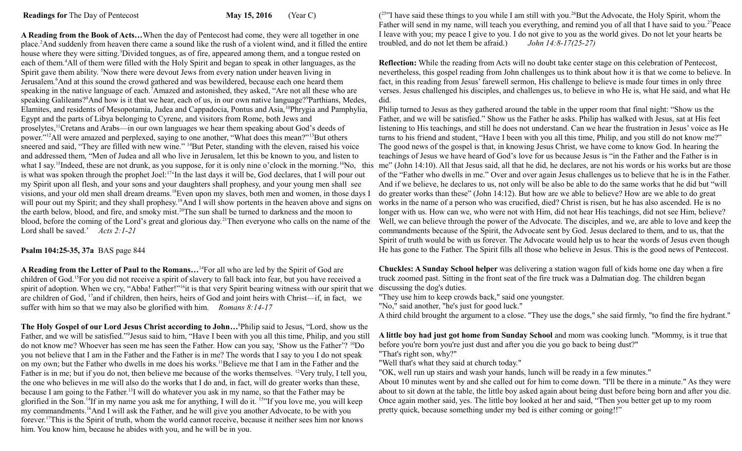**Readings for** The Day of Pentecost **May 15, 2016** (Year C)

**A Reading from the Book of Acts…**When the day of Pentecost had come, they were all together in one place.[2]And suddenly from heaven there came a sound like the rush of a violent wind, and it filled the entire house where they were sitting.[3]Divided tongues, as of fire, appeared among them, and a tongue rested on each of them.[4]All of them were filled with the Holy Spirit and began to speak in other languages, as the Spirit gave them ability. [5]Now there were devout Jews from every nation under heaven living in Jerusalem.[6]And at this sound the crowd gathered and was bewildered, because each one heard them speaking in the native language of each.[7]Amazed and astonished, they asked, "Are not all these who are speaking Galileans?[8]And how is it that we hear, each of us, in our own native language?[9]Parthians, Medes, Elamites, and residents of Mesopotamia, Judea and Cappadocia, Pontus and Asia,[10]Phrygia and Pamphylia, Egypt and the parts of Libya belonging to Cyrene, and visitors from Rome, both Jews and proselytes,[11]Cretans and Arabs—in our own languages we hear them speaking about God's deeds of power."[12]All were amazed and perplexed, saying to one another, "What does this mean?"[13]But others sneered and said, "They are filled with new wine." [14]But Peter, standing with the eleven, raised his voice and addressed them, "Men of Judea and all who live in Jerusalem, let this be known to you, and listen to what I say.[15]Indeed, these are not drunk, as you suppose, for it is only nine o'clock in the morning.[16]No, this is what was spoken through the prophet Joel:[17]'In the last days it will be, God declares, that I will pour out my Spirit upon all flesh, and your sons and your daughters shall prophesy, and your young men shall see visions, and your old men shall dream dreams.[18]Even upon my slaves, both men and women, in those days I will pour out my Spirit; and they shall prophesy.[19]And I will show portents in the heaven above and signs on the earth below, blood, and fire, and smoky mist.[20]The sun shall be turned to darkness and the moon to blood, before the coming of the Lord's great and glorious day.[21]Then everyone who calls on the name of the Lord shall be saved.' *Acts 2:1-21*

**Psalm 104:25-35, 37a** BAS page 844

**A Reading from the Letter of Paul to the Romans…**[14]For all who are led by the Spirit of God are children of God.[15]For you did not receive a spirit of slavery to fall back into fear, but you have received a spirit of adoption. When we cry, "Abba! Father!"[16]it is that very Spirit bearing witness with our spirit that we are children of God, [17]and if children, then heirs, heirs of God and joint heirs with Christ—if, in fact, we suffer with him so that we may also be glorified with him. *Romans 8:14-17*

**The Holy Gospel of our Lord Jesus Christ according to John…**[8]Philip said to Jesus, "Lord, show us the Father, and we will be satisfied."[9]Jesus said to him, "Have I been with you all this time, Philip, and you still do not know me? Whoever has seen me has seen the Father. How can you say, 'Show us the Father'? [10]Do you not believe that I am in the Father and the Father is in me? The words that I say to you I do not speak on my own; but the Father who dwells in me does his works.[11]Believe me that I am in the Father and the Father is in me; but if you do not, then believe me because of the works themselves. [12]Very truly, I tell you, the one who believes in me will also do the works that I do and, in fact, will do greater works than these, because I am going to the Father.[13]I will do whatever you ask in my name, so that the Father may be glorified in the Son.[14]If in my name you ask me for anything, I will do it. [15]"If you love me, you will keep my commandments.[16]And I will ask the Father, and he will give you another Advocate, to be with you forever.[17]This is the Spirit of truth, whom the world cannot receive, because it neither sees him nor knows him. You know him, because he abides with you, and he will be in you.

([25]"I have said these things to you while I am still with you.[26]But the Advocate, the Holy Spirit, whom the Father will send in my name, will teach you everything, and remind you of all that I have said to you.[27]Peace I leave with you; my peace I give to you. I do not give to you as the world gives. Do not let your hearts be troubled, and do not let them be afraid.) *John 14:8-17(25-27)*

**Reflection:** While the reading from Acts will no doubt take center stage on this celebration of Pentecost, nevertheless, this gospel reading from John challenges us to think about how it is that we come to believe. In fact, in this reading from Jesus' farewell sermon, His challenge to believe is made four times in only three verses. Jesus challenged his disciples, and challenges us, to believe in who He is, what He said, and what He did.

Philip turned to Jesus as they gathered around the table in the upper room that final night: "Show us the Father, and we will be satisfied." Show us the Father he asks. Philip has walked with Jesus, sat at His feet listening to His teachings, and still he does not understand. Can we hear the frustration in Jesus' voice as He turns to his friend and student, "Have I been with you all this time, Philip, and you still do not know me?" The good news of the gospel is that, in knowing Jesus Christ, we have come to know God. In hearing the teachings of Jesus we have heard of God's love for us because Jesus is "in the Father and the Father is in me" (John 14:10). All that Jesus said, all that he did, he declares, are not his words or his works but are those of the "Father who dwells in me." Over and over again Jesus challenges us to believe that he is in the Father. And if we believe, he declares to us, not only will be also be able to do the same works that he did but "will do greater works than these" (John 14:12). But how are we able to believe? How are we able to do great works in the name of a person who was crucified, died? Christ is risen, but he has also ascended. He is no longer with us. How can we, who were not with Him, did not hear His teachings, did not see Him, believe? Well, we can believe through the power of the Advocate. The disciples, and we, are able to love and keep the commandments because of the Spirit, the Advocate sent by God. Jesus declared to them, and to us, that the Spirit of truth would be with us forever. The Advocate would help us to hear the words of Jesus even though He has gone to the Father. The Spirit fills all those who believe in Jesus. This is the good news of Pentecost.

**Chuckles: A Sunday School helper** was delivering a station wagon full of kids home one day when a fire truck zoomed past. Sitting in the front seat of the fire truck was a Dalmatian dog. The children began discussing the dog's duties.

"They use him to keep crowds back," said one youngster.

"No," said another, "he's just for good luck."

A third child brought the argument to a close. "They use the dogs," she said firmly, "to find the fire hydrant."

**A little boy had just got home from Sunday School** and mom was cooking lunch. "Mommy, is it true that before you're born you're just dust and after you die you go back to being dust?"

"That's right son, why?"

"Well that's what they said at church today."

"OK, well run up stairs and wash your hands, lunch will be ready in a few minutes."

About 10 minutes went by and she called out for him to come down. "I'll be there in a minute." As they were about to sit down at the table, the little boy asked again about being dust before being born and after you die. Once again mother said, yes. The little boy looked at her and said, "Then you better get up to my room pretty quick, because something under my bed is either coming or going!!"